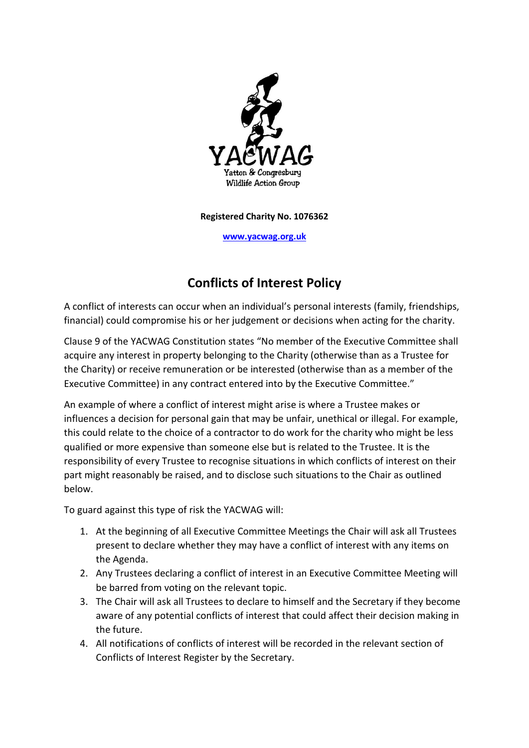YACWAG
Yatton & Congresbury
Wildlife Action Group

**Registered Charity No. 1076362**

**www.yacwag.org.uk**

# Conflicts of Interest Policy

A conflict of interests can occur when an individual's personal interests (family, friendships, financial) could compromise his or her judgement or decisions when acting for the charity.

Clause 9 of the YACWAG Constitution states "No member of the Executive Committee shall acquire any interest in property belonging to the Charity (otherwise than as a Trustee for the Charity) or receive remuneration or be interested (otherwise than as a member of the Executive Committee) in any contract entered into by the Executive Committee."

An example of where a conflict of interest might arise is where a Trustee makes or influences a decision for personal gain that may be unfair, unethical or illegal. For example, this could relate to the choice of a contractor to do work for the charity who might be less qualified or more expensive than someone else but is related to the Trustee. It is the responsibility of every Trustee to recognise situations in which conflicts of interest on their part might reasonably be raised, and to disclose such situations to the Chair as outlined below.

To guard against this type of risk the YACWAG will:

1. At the beginning of all Executive Committee Meetings the Chair will ask all Trustees present to declare whether they may have a conflict of interest with any items on the Agenda.
2. Any Trustees declaring a conflict of interest in an Executive Committee Meeting will be barred from voting on the relevant topic.
3. The Chair will ask all Trustees to declare to himself and the Secretary if they become aware of any potential conflicts of interest that could affect their decision making in the future.
4. All notifications of conflicts of interest will be recorded in the relevant section of Conflicts of Interest Register by the Secretary.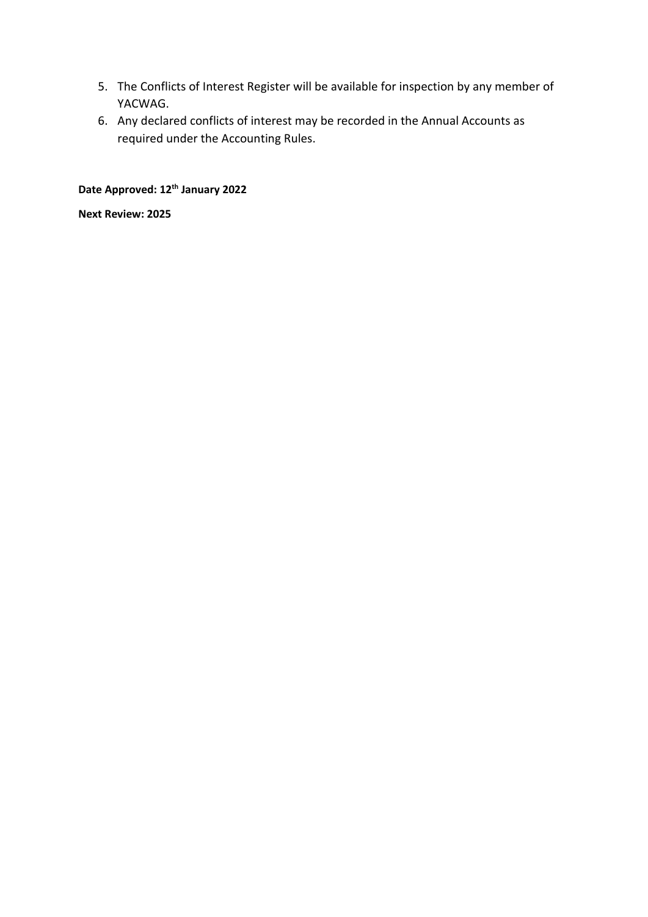5. The Conflicts of Interest Register will be available for inspection by any member of YACWAG.
6. Any declared conflicts of interest may be recorded in the Annual Accounts as required under the Accounting Rules.

**Date Approved: 12th January 2022**

**Next Review: 2025**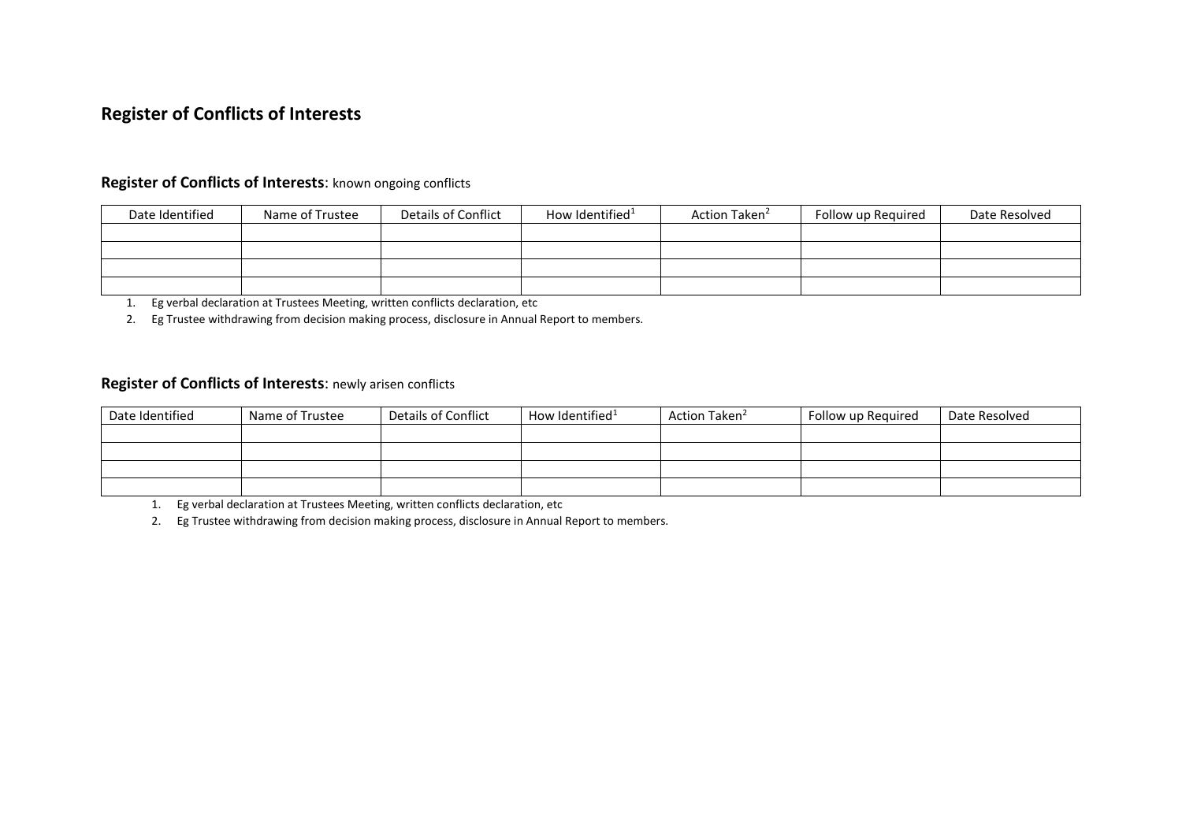# Register of Conflicts of Interests

## **Register of Conflicts of Interests**: known ongoing conflicts

| Date Identified | Name of Trustee | Details of Conflict | How Identified[1] | Action Taken[2] | Follow up Required | Date Resolved |
|---|---|---|---|---|---|---|
| | | | | | | |
| | | | | | | |
| | | | | | | |
| | | | | | | |

1. Eg verbal declaration at Trustees Meeting, written conflicts declaration, etc
2. Eg Trustee withdrawing from decision making process, disclosure in Annual Report to members.

## **Register of Conflicts of Interests**: newly arisen conflicts

| Date Identified | Name of Trustee | Details of Conflict | How Identified[1] | Action Taken[2] | Follow up Required | Date Resolved |
|---|---|---|---|---|---|---|
| | | | | | | |
| | | | | | | |
| | | | | | | |
| | | | | | | |

1. Eg verbal declaration at Trustees Meeting, written conflicts declaration, etc
2. Eg Trustee withdrawing from decision making process, disclosure in Annual Report to members.